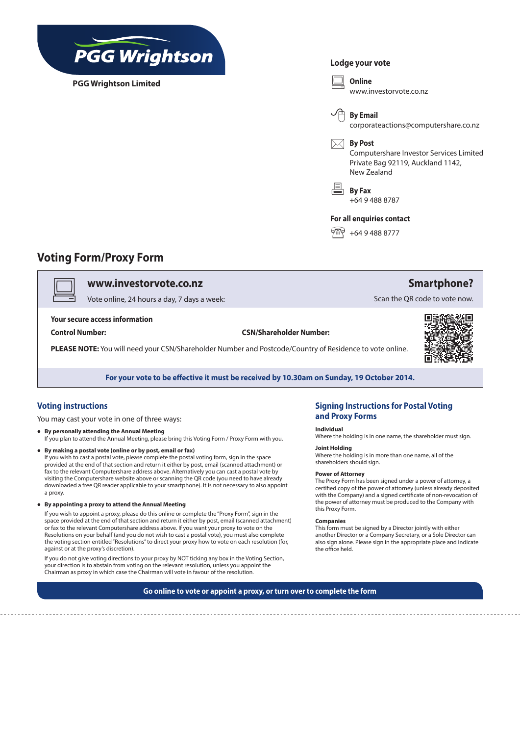PGG Wrightson

**PGG Wrightson Limited**

**Lodge your vote**

**Online**
www.investorvote.co.nz

**By Email**
corporateactions@computershare.co.nz

**By Post**
Computershare Investor Services Limited
Private Bag 92119, Auckland 1142,
New Zealand

**By Fax**
+64 9 488 8787

**For all enquiries contact**
+64 9 488 8777

# Voting Form/Proxy Form

**www.investorvote.co.nz**
Vote online, 24 hours a day, 7 days a week:

**Smartphone?**
Scan the QR code to vote now.

**Your secure access information**

**Control Number:**

**CSN/Shareholder Number:**

**PLEASE NOTE:** You will need your CSN/Shareholder Number and Postcode/Country of Residence to vote online.

**For your vote to be effective it must be received by 10.30am on Sunday, 19 October 2014.**

## Voting instructions

You may cast your vote in one of three ways:

- **By personally attending the Annual Meeting**
  If you plan to attend the Annual Meeting, please bring this Voting Form / Proxy Form with you.
- **By making a postal vote (online or by post, email or fax)**
  If you wish to cast a postal vote, please complete the postal voting form, sign in the space provided at the end of that section and return it either by post, email (scanned attachment) or fax to the relevant Computershare address above. Alternatively you can cast a postal vote by visiting the Computershare website above or scanning the QR code (you need to have already downloaded a free QR reader applicable to your smartphone). It is not necessary to also appoint a proxy.
- **By appointing a proxy to attend the Annual Meeting**
  If you wish to appoint a proxy, please do this online or complete the "Proxy Form", sign in the space provided at the end of that section and return it either by post, email (scanned attachment) or fax to the relevant Computershare address above. If you want your proxy to vote on the Resolutions on your behalf (and you do not wish to cast a postal vote), you must also complete the voting section entitled "Resolutions" to direct your proxy how to vote on each resolution (for, against or at the proxy's discretion).

  If you do not give voting directions to your proxy by NOT ticking any box in the Voting Section, your direction is to abstain from voting on the relevant resolution, unless you appoint the Chairman as proxy in which case the Chairman will vote in favour of the resolution.

## Signing Instructions for Postal Voting and Proxy Forms

**Individual**
Where the holding is in one name, the shareholder must sign.

**Joint Holding**
Where the holding is in more than one name, all of the shareholders should sign.

**Power of Attorney**
The Proxy Form has been signed under a power of attorney, a certified copy of the power of attorney (unless already deposited with the Company) and a signed certificate of non-revocation of the power of attorney must be produced to the Company with this Proxy Form.

**Companies**
This form must be signed by a Director jointly with either another Director or a Company Secretary, or a Sole Director can also sign alone. Please sign in the appropriate place and indicate the office held.

**Go online to vote or appoint a proxy, or turn over to complete the form**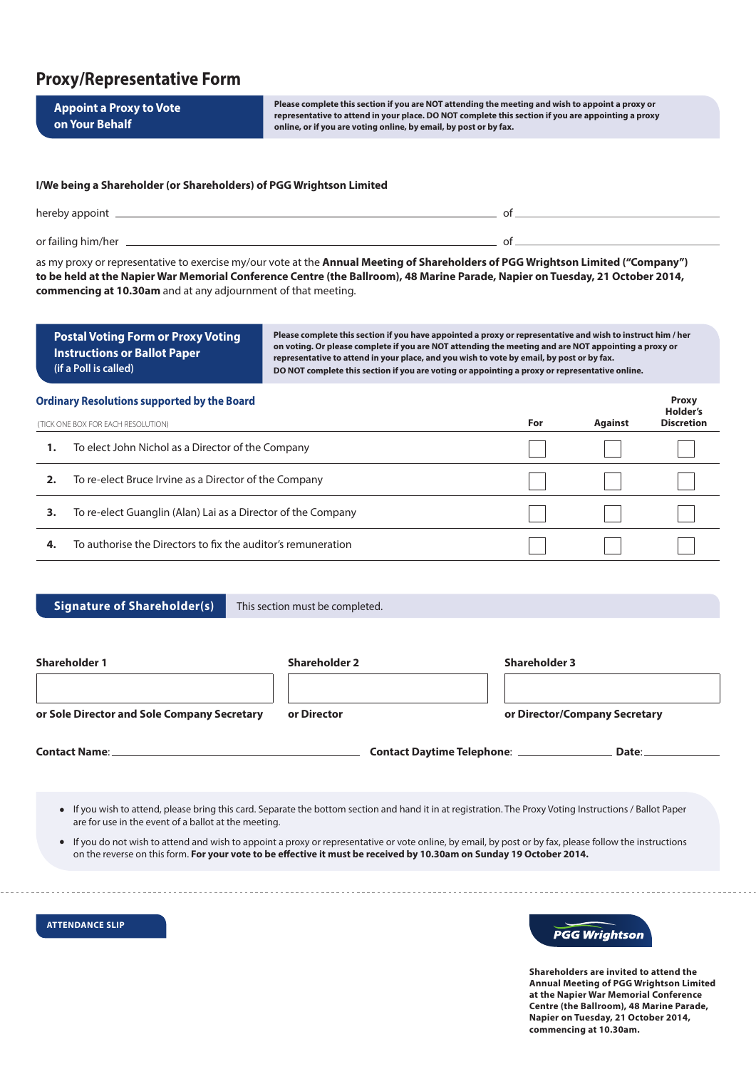# Proxy/Representative Form

**Appoint a Proxy to Vote on Your Behalf**

**Please complete this section if you are NOT attending the meeting and wish to appoint a proxy or representative to attend in your place. DO NOT complete this section if you are appointing a proxy online, or if you are voting online, by email, by post or by fax.**

**I/We being a Shareholder (or Shareholders) of PGG Wrightson Limited**

hereby appoint \_\_\_\_\_\_\_\_\_\_\_\_\_\_\_\_\_\_\_\_\_\_\_\_\_\_\_\_ of \_\_\_\_\_\_\_\_\_\_\_\_\_\_\_\_\_\_\_\_

or failing him/her \_\_\_\_\_\_\_\_\_\_\_\_\_\_\_\_\_\_\_\_\_\_\_\_\_\_\_\_ of \_\_\_\_\_\_\_\_\_\_\_\_\_\_\_\_\_\_\_\_

as my proxy or representative to exercise my/our vote at the **Annual Meeting of Shareholders of PGG Wrightson Limited ("Company") to be held at the Napier War Memorial Conference Centre (the Ballroom), 48 Marine Parade, Napier on Tuesday, 21 October 2014, commencing at 10.30am** and at any adjournment of that meeting.

**Postal Voting Form or Proxy Voting Instructions or Ballot Paper (if a Poll is called)**

**Please complete this section if you have appointed a proxy or representative and wish to instruct him / her on voting. Or please complete if you are NOT attending the meeting and are NOT appointing a proxy or representative to attend in your place, and you wish to vote by email, by post or by fax. DO NOT complete this section if you are voting or appointing a proxy or representative online.**

**Ordinary Resolutions supported by the Board**

(TICK ONE BOX FOR EACH RESOLUTION)

| | | For | Against | Proxy Holder's Discretion |
|---|---|---|---|---|
| **1.** | To elect John Nichol as a Director of the Company | ☐ | ☐ | ☐ |
| **2.** | To re-elect Bruce Irvine as a Director of the Company | ☐ | ☐ | ☐ |
| **3.** | To re-elect Guanglin (Alan) Lai as a Director of the Company | ☐ | ☐ | ☐ |
| **4.** | To authorise the Directors to fix the auditor's remuneration | ☐ | ☐ | ☐ |

**Signature of Shareholder(s)**

This section must be completed.

| **Shareholder 1** | **Shareholder 2** | **Shareholder 3** |
|---|---|---|
| | | |
| **or Sole Director and Sole Company Secretary** | **or Director** | **or Director/Company Secretary** |

**Contact Name:** \_\_\_\_\_\_\_\_\_\_\_\_\_\_\_\_\_\_\_\_ **Contact Daytime Telephone:** \_\_\_\_\_\_\_\_\_\_\_\_ **Date:** \_\_\_\_\_\_\_\_\_\_

- If you wish to attend, please bring this card. Separate the bottom section and hand it in at registration. The Proxy Voting Instructions / Ballot Paper are for use in the event of a ballot at the meeting.
- If you do not wish to attend and wish to appoint a proxy or representative or vote online, by email, by post or by fax, please follow the instructions on the reverse on this form. **For your vote to be effective it must be received by 10.30am on Sunday 19 October 2014.**

---

**ATTENDANCE SLIP**

**PGG Wrightson**

**Shareholders are invited to attend the Annual Meeting of PGG Wrightson Limited at the Napier War Memorial Conference Centre (the Ballroom), 48 Marine Parade, Napier on Tuesday, 21 October 2014, commencing at 10.30am.**